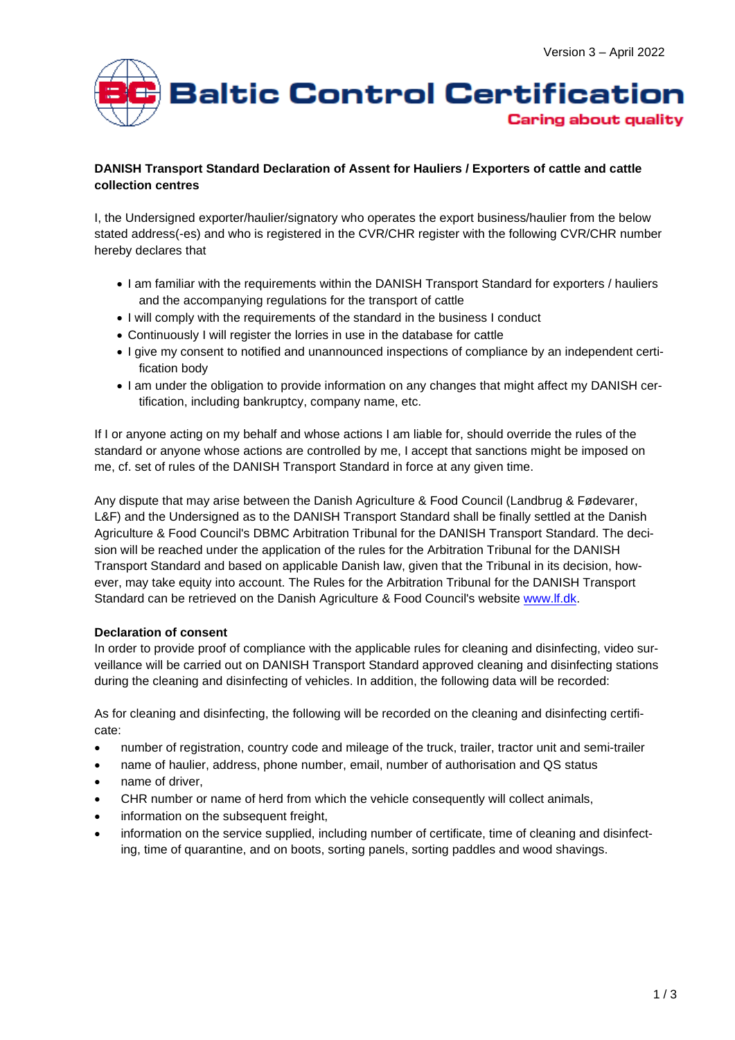Version 3 – April 2022

Baltic Control Certification

Caring about quality

**DANISH Transport Standard Declaration of Assent for Hauliers / Exporters of cattle and cattle collection centres**

I, the Undersigned exporter/haulier/signatory who operates the export business/haulier from the below stated address(-es) and who is registered in the CVR/CHR register with the following CVR/CHR number hereby declares that

- I am familiar with the requirements within the DANISH Transport Standard for exporters / hauliers and the accompanying regulations for the transport of cattle
- I will comply with the requirements of the standard in the business I conduct
- Continuously I will register the lorries in use in the database for cattle
- I give my consent to notified and unannounced inspections of compliance by an independent certification body
- I am under the obligation to provide information on any changes that might affect my DANISH certification, including bankruptcy, company name, etc.

If I or anyone acting on my behalf and whose actions I am liable for, should override the rules of the standard or anyone whose actions are controlled by me, I accept that sanctions might be imposed on me, cf. set of rules of the DANISH Transport Standard in force at any given time.

Any dispute that may arise between the Danish Agriculture & Food Council (Landbrug & Fødevarer, L&F) and the Undersigned as to the DANISH Transport Standard shall be finally settled at the Danish Agriculture & Food Council's DBMC Arbitration Tribunal for the DANISH Transport Standard. The decision will be reached under the application of the rules for the Arbitration Tribunal for the DANISH Transport Standard and based on applicable Danish law, given that the Tribunal in its decision, however, may take equity into account. The Rules for the Arbitration Tribunal for the DANISH Transport Standard can be retrieved on the Danish Agriculture & Food Council's website www.lf.dk.

**Declaration of consent**

In order to provide proof of compliance with the applicable rules for cleaning and disinfecting, video surveillance will be carried out on DANISH Transport Standard approved cleaning and disinfecting stations during the cleaning and disinfecting of vehicles. In addition, the following data will be recorded:

As for cleaning and disinfecting, the following will be recorded on the cleaning and disinfecting certificate:

- number of registration, country code and mileage of the truck, trailer, tractor unit and semi-trailer
- name of haulier, address, phone number, email, number of authorisation and QS status
- name of driver,
- CHR number or name of herd from which the vehicle consequently will collect animals,
- information on the subsequent freight,
- information on the service supplied, including number of certificate, time of cleaning and disinfecting, time of quarantine, and on boots, sorting panels, sorting paddles and wood shavings.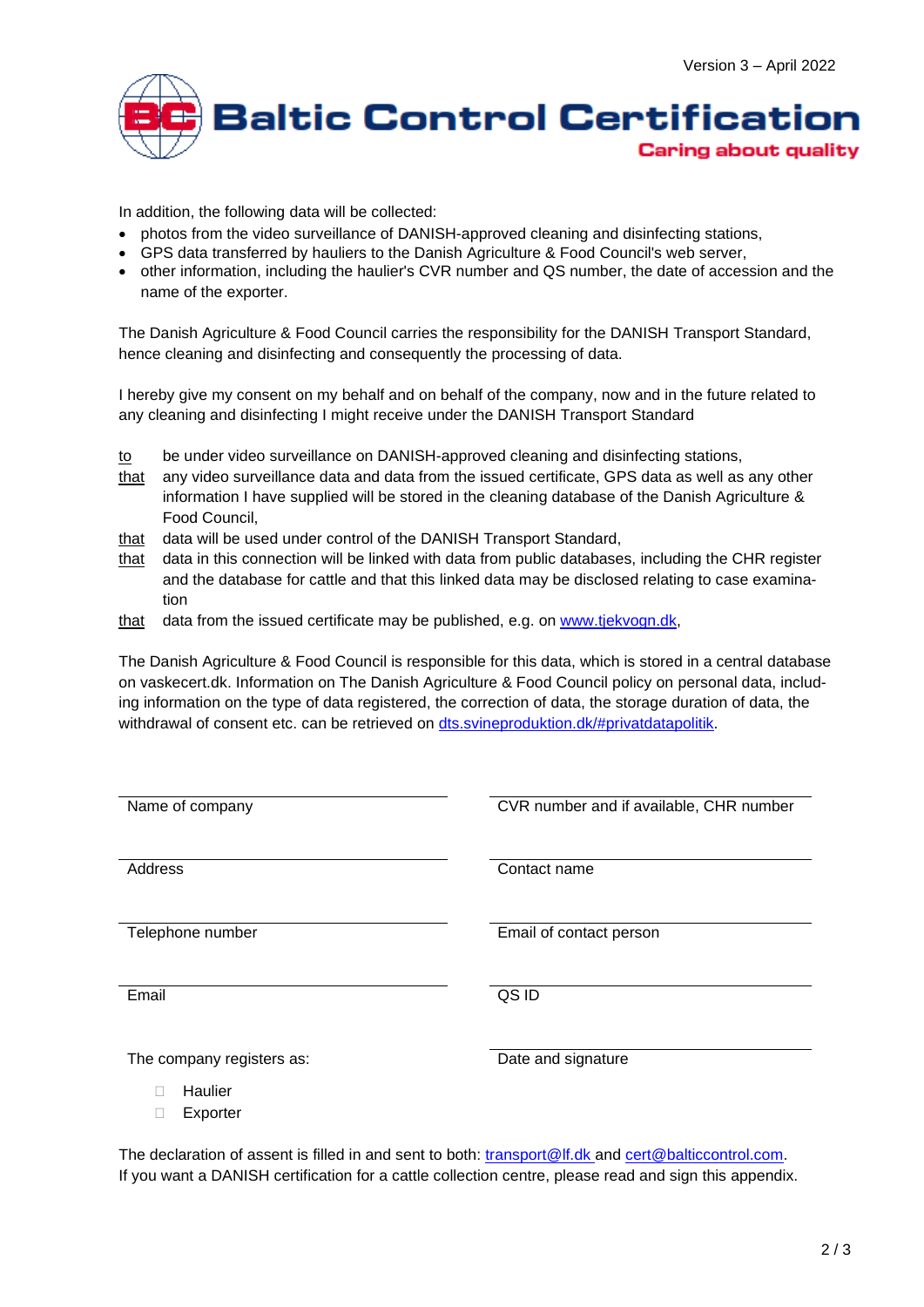In addition, the following data will be collected:

- photos from the video surveillance of DANISH-approved cleaning and disinfecting stations,
- GPS data transferred by hauliers to the Danish Agriculture & Food Council's web server,
- other information, including the haulier's CVR number and QS number, the date of accession and the name of the exporter.

The Danish Agriculture & Food Council carries the responsibility for the DANISH Transport Standard, hence cleaning and disinfecting and consequently the processing of data.

I hereby give my consent on my behalf and on behalf of the company, now and in the future related to any cleaning and disinfecting I might receive under the DANISH Transport Standard

<u>to</u> be under video surveillance on DANISH-approved cleaning and disinfecting stations,

<u>that</u> any video surveillance data and data from the issued certificate, GPS data as well as any other information I have supplied will be stored in the cleaning database of the Danish Agriculture & Food Council,

<u>that</u> data will be used under control of the DANISH Transport Standard,

<u>that</u> data in this connection will be linked with data from public databases, including the CHR register and the database for cattle and that this linked data may be disclosed relating to case examination

<u>that</u> data from the issued certificate may be published, e.g. on www.tjekvogn.dk,

The Danish Agriculture & Food Council is responsible for this data, which is stored in a central database on vaskecert.dk. Information on The Danish Agriculture & Food Council policy on personal data, including information on the type of data registered, the correction of data, the storage duration of data, the withdrawal of consent etc. can be retrieved on dts.svineproduktion.dk/#privatdatapolitik.

| | |
|---|---|
| Name of company | CVR number and if available, CHR number |
| Address | Contact name |
| Telephone number | Email of contact person |
| Email | QS ID |
| The company registers as: | Date and signature |

The company registers as:

- ☐ Haulier
- ☐ Exporter

The declaration of assent is filled in and sent to both: transport@lf.dk and cert@balticcontrol.com.
If you want a DANISH certification for a cattle collection centre, please read and sign this appendix.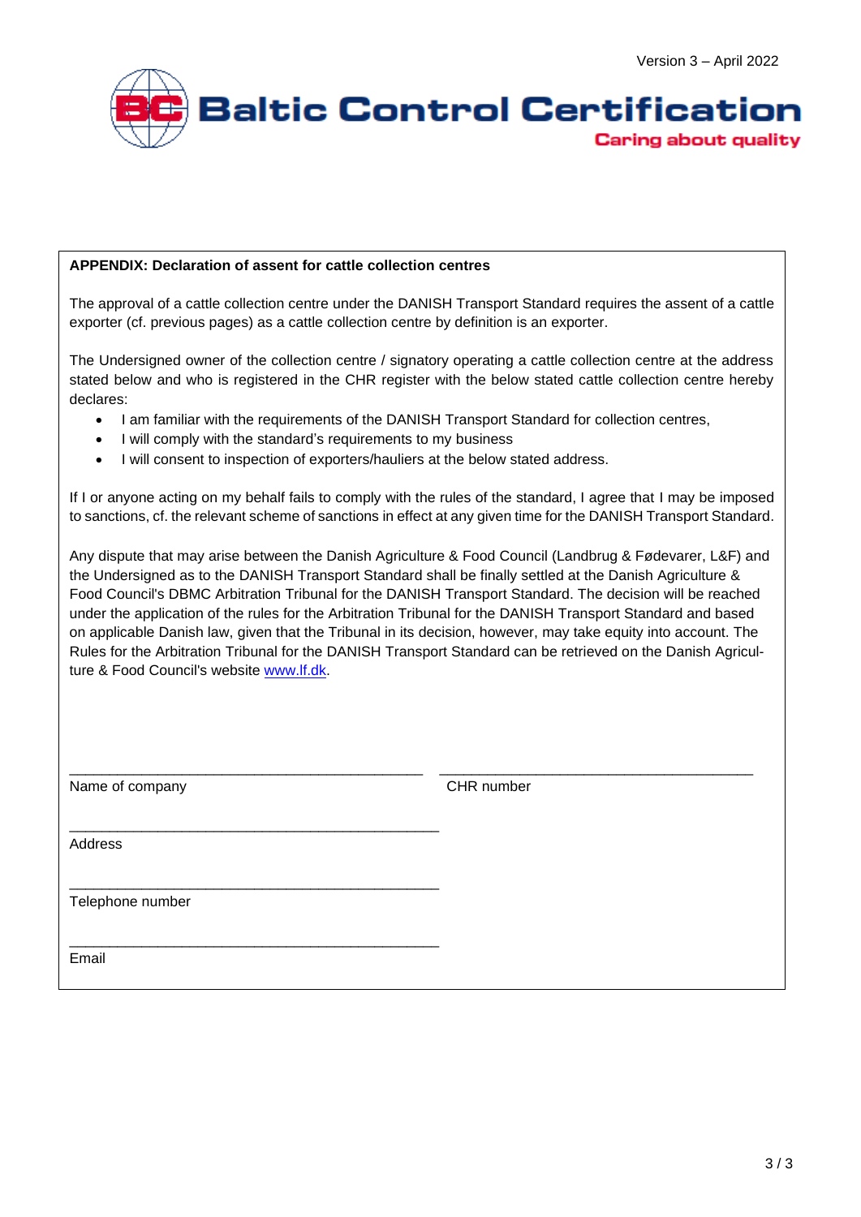Version 3 – April 2022

Baltic Control Certification

Caring about quality

**APPENDIX: Declaration of assent for cattle collection centres**

The approval of a cattle collection centre under the DANISH Transport Standard requires the assent of a cattle exporter (cf. previous pages) as a cattle collection centre by definition is an exporter.

The Undersigned owner of the collection centre / signatory operating a cattle collection centre at the address stated below and who is registered in the CHR register with the below stated cattle collection centre hereby declares:

- I am familiar with the requirements of the DANISH Transport Standard for collection centres,
- I will comply with the standard's requirements to my business
- I will consent to inspection of exporters/hauliers at the below stated address.

If I or anyone acting on my behalf fails to comply with the rules of the standard, I agree that I may be imposed to sanctions, cf. the relevant scheme of sanctions in effect at any given time for the DANISH Transport Standard.

Any dispute that may arise between the Danish Agriculture & Food Council (Landbrug & Fødevarer, L&F) and the Undersigned as to the DANISH Transport Standard shall be finally settled at the Danish Agriculture & Food Council's DBMC Arbitration Tribunal for the DANISH Transport Standard. The decision will be reached under the application of the rules for the Arbitration Tribunal for the DANISH Transport Standard and based on applicable Danish law, given that the Tribunal in its decision, however, may take equity into account. The Rules for the Arbitration Tribunal for the DANISH Transport Standard can be retrieved on the Danish Agriculture & Food Council's website www.lf.dk.

_____________________________________________ _________________________________________

Name of company CHR number

_____________________________________________

Address

_____________________________________________

Telephone number

_____________________________________________

Email